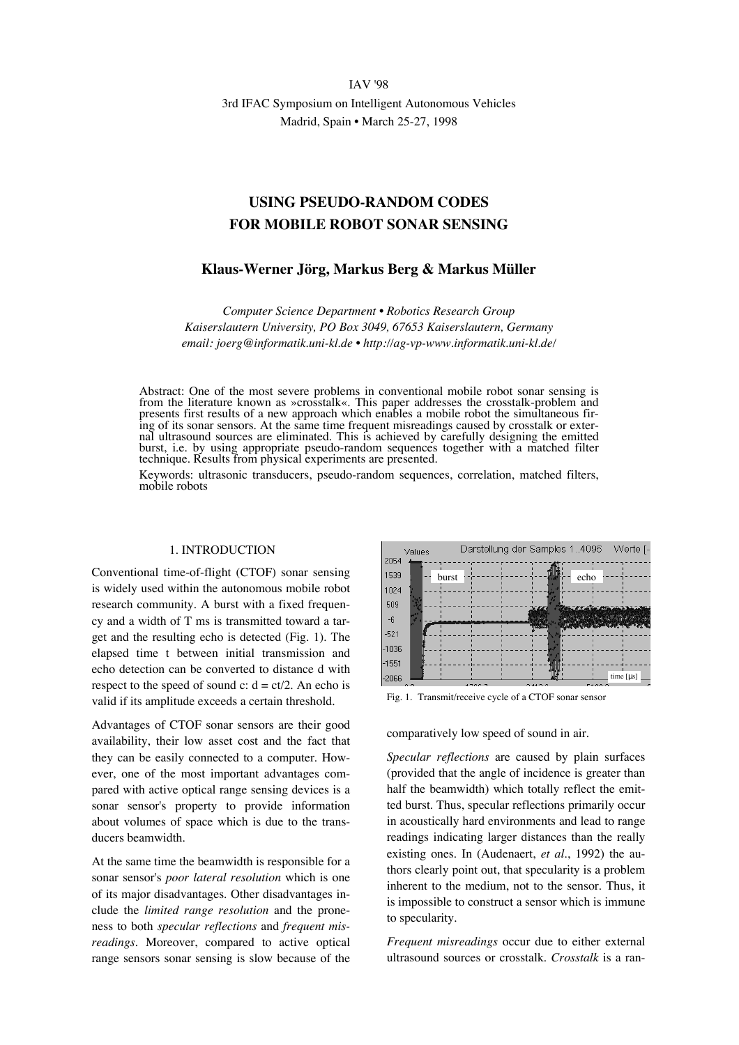IAV '98
3rd IFAC Symposium on Intelligent Autonomous Vehicles
Madrid, Spain • March 25-27, 1998

# USING PSEUDO-RANDOM CODES FOR MOBILE ROBOT SONAR SENSING

**Klaus-Werner Jörg, Markus Berg & Markus Müller**

*Computer Science Department • Robotics Research Group*
*Kaiserslautern University, PO Box 3049, 67653 Kaiserslautern, Germany*
*email: joerg@informatik.uni-kl.de • http://ag-vp-www.informatik.uni-kl.de/*

Abstract: One of the most severe problems in conventional mobile robot sonar sensing is from the literature known as »crosstalk«. This paper addresses the crosstalk-problem and presents first results of a new approach which enables a mobile robot the simultaneous firing of its sonar sensors. At the same time frequent misreadings caused by crosstalk or external ultrasound sources are eliminated. This is achieved by carefully designing the emitted burst, i.e. by using appropriate pseudo-random sequences together with a matched filter technique. Results from physical experiments are presented.

Keywords: ultrasonic transducers, pseudo-random sequences, correlation, matched filters, mobile robots

## 1. INTRODUCTION

Conventional time-of-flight (CTOF) sonar sensing is widely used within the autonomous mobile robot research community. A burst with a fixed frequency and a width of T ms is transmitted toward a target and the resulting echo is detected (Fig. 1). The elapsed time t between initial transmission and echo detection can be converted to distance d with respect to the speed of sound c: $d = ct/2$. An echo is valid if its amplitude exceeds a certain threshold.

Fig. 1. Transmit/receive cycle of a CTOF sonar sensor

Advantages of CTOF sonar sensors are their good availability, their low asset cost and the fact that they can be easily connected to a computer. However, one of the most important advantages compared with active optical range sensing devices is a sonar sensor's property to provide information about volumes of space which is due to the transducers beamwidth.

At the same time the beamwidth is responsible for a sonar sensor's *poor lateral resolution* which is one of its major disadvantages. Other disadvantages include the *limited range resolution* and the proneness to both *specular reflections* and *frequent misreadings*. Moreover, compared to active optical range sensors sonar sensing is slow because of the comparatively low speed of sound in air.

*Specular reflections* are caused by plain surfaces (provided that the angle of incidence is greater than half the beamwidth) which totally reflect the emitted burst. Thus, specular reflections primarily occur in acoustically hard environments and lead to range readings indicating larger distances than the really existing ones. In (Audenaert, *et al*., 1992) the authors clearly point out, that specularity is a problem inherent to the medium, not to the sensor. Thus, it is impossible to construct a sensor which is immune to specularity.

*Frequent misreadings* occur due to either external ultrasound sources or crosstalk. *Crosstalk* is a ran-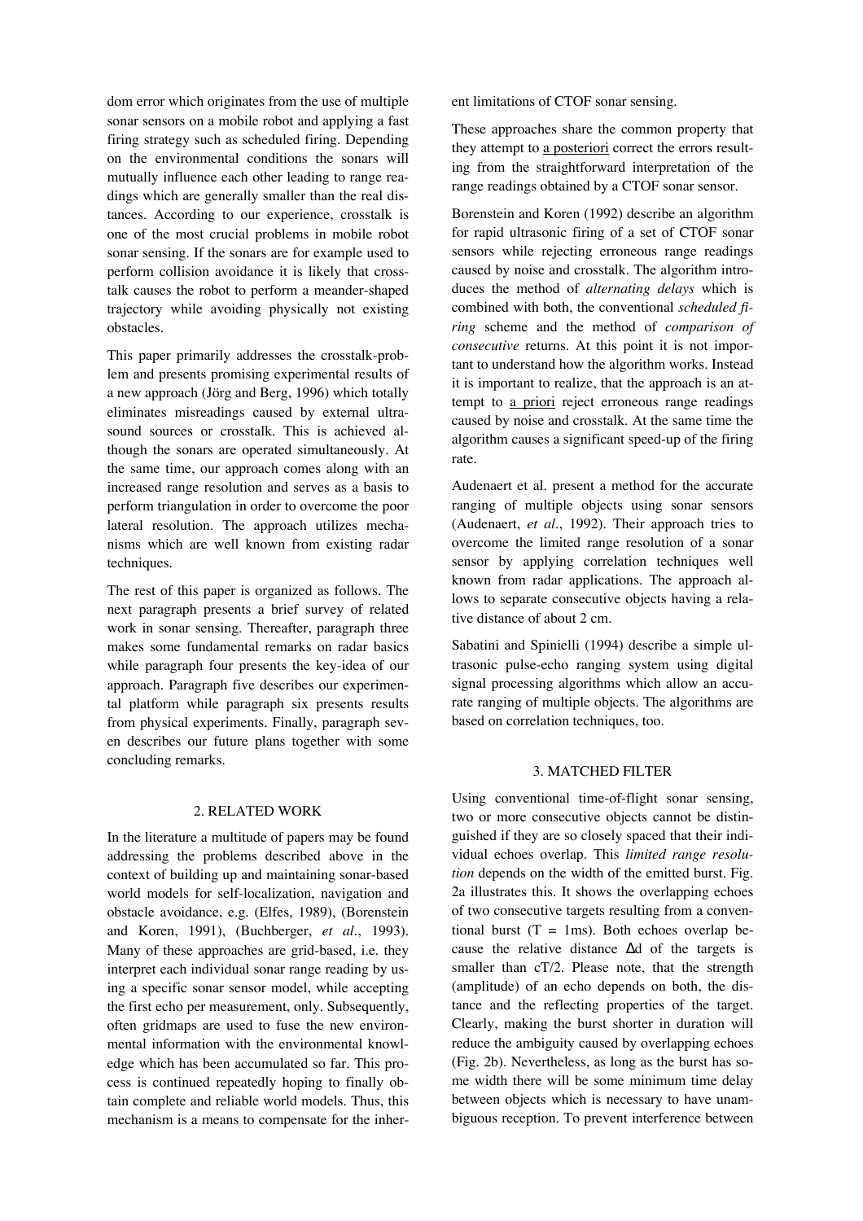dom error which originates from the use of multiple sonar sensors on a mobile robot and applying a fast firing strategy such as scheduled firing. Depending on the environmental conditions the sonars will mutually influence each other leading to range readings which are generally smaller than the real distances. According to our experience, crosstalk is one of the most crucial problems in mobile robot sonar sensing. If the sonars are for example used to perform collision avoidance it is likely that crosstalk causes the robot to perform a meander-shaped trajectory while avoiding physically not existing obstacles.

This paper primarily addresses the crosstalk-problem and presents promising experimental results of a new approach (Jörg and Berg, 1996) which totally eliminates misreadings caused by external ultrasound sources or crosstalk. This is achieved although the sonars are operated simultaneously. At the same time, our approach comes along with an increased range resolution and serves as a basis to perform triangulation in order to overcome the poor lateral resolution. The approach utilizes mechanisms which are well known from existing radar techniques.

The rest of this paper is organized as follows. The next paragraph presents a brief survey of related work in sonar sensing. Thereafter, paragraph three makes some fundamental remarks on radar basics while paragraph four presents the key-idea of our approach. Paragraph five describes our experimental platform while paragraph six presents results from physical experiments. Finally, paragraph seven describes our future plans together with some concluding remarks.

## 2. RELATED WORK

In the literature a multitude of papers may be found addressing the problems described above in the context of building up and maintaining sonar-based world models for self-localization, navigation and obstacle avoidance, e.g. (Elfes, 1989), (Borenstein and Koren, 1991), (Buchberger, *et al*., 1993). Many of these approaches are grid-based, i.e. they interpret each individual sonar range reading by using a specific sonar sensor model, while accepting the first echo per measurement, only. Subsequently, often gridmaps are used to fuse the new environmental information with the environmental knowledge which has been accumulated so far. This process is continued repeatedly hoping to finally obtain complete and reliable world models. Thus, this mechanism is a means to compensate for the inherent limitations of CTOF sonar sensing.

These approaches share the common property that they attempt to a posteriori correct the errors resulting from the straightforward interpretation of the range readings obtained by a CTOF sonar sensor.

Borenstein and Koren (1992) describe an algorithm for rapid ultrasonic firing of a set of CTOF sonar sensors while rejecting erroneous range readings caused by noise and crosstalk. The algorithm introduces the method of *alternating delays* which is combined with both, the conventional *scheduled firing* scheme and the method of *comparison of consecutive* returns. At this point it is not important to understand how the algorithm works. Instead it is important to realize, that the approach is an attempt to a priori reject erroneous range readings caused by noise and crosstalk. At the same time the algorithm causes a significant speed-up of the firing rate.

Audenaert et al. present a method for the accurate ranging of multiple objects using sonar sensors (Audenaert, *et al*., 1992). Their approach tries to overcome the limited range resolution of a sonar sensor by applying correlation techniques well known from radar applications. The approach allows to separate consecutive objects having a relative distance of about 2 cm.

Sabatini and Spinielli (1994) describe a simple ultrasonic pulse-echo ranging system using digital signal processing algorithms which allow an accurate ranging of multiple objects. The algorithms are based on correlation techniques, too.

## 3. MATCHED FILTER

Using conventional time-of-flight sonar sensing, two or more consecutive objects cannot be distinguished if they are so closely spaced that their individual echoes overlap. This *limited range resolution* depends on the width of the emitted burst. Fig. 2a illustrates this. It shows the overlapping echoes of two consecutive targets resulting from a conventional burst ($T$ = 1ms). Both echoes overlap because the relative distance $\Delta d$ of the targets is smaller than $cT/2$. Please note, that the strength (amplitude) of an echo depends on both, the distance and the reflecting properties of the target. Clearly, making the burst shorter in duration will reduce the ambiguity caused by overlapping echoes (Fig. 2b). Nevertheless, as long as the burst has some width there will be some minimum time delay between objects which is necessary to have unambiguous reception. To prevent interference between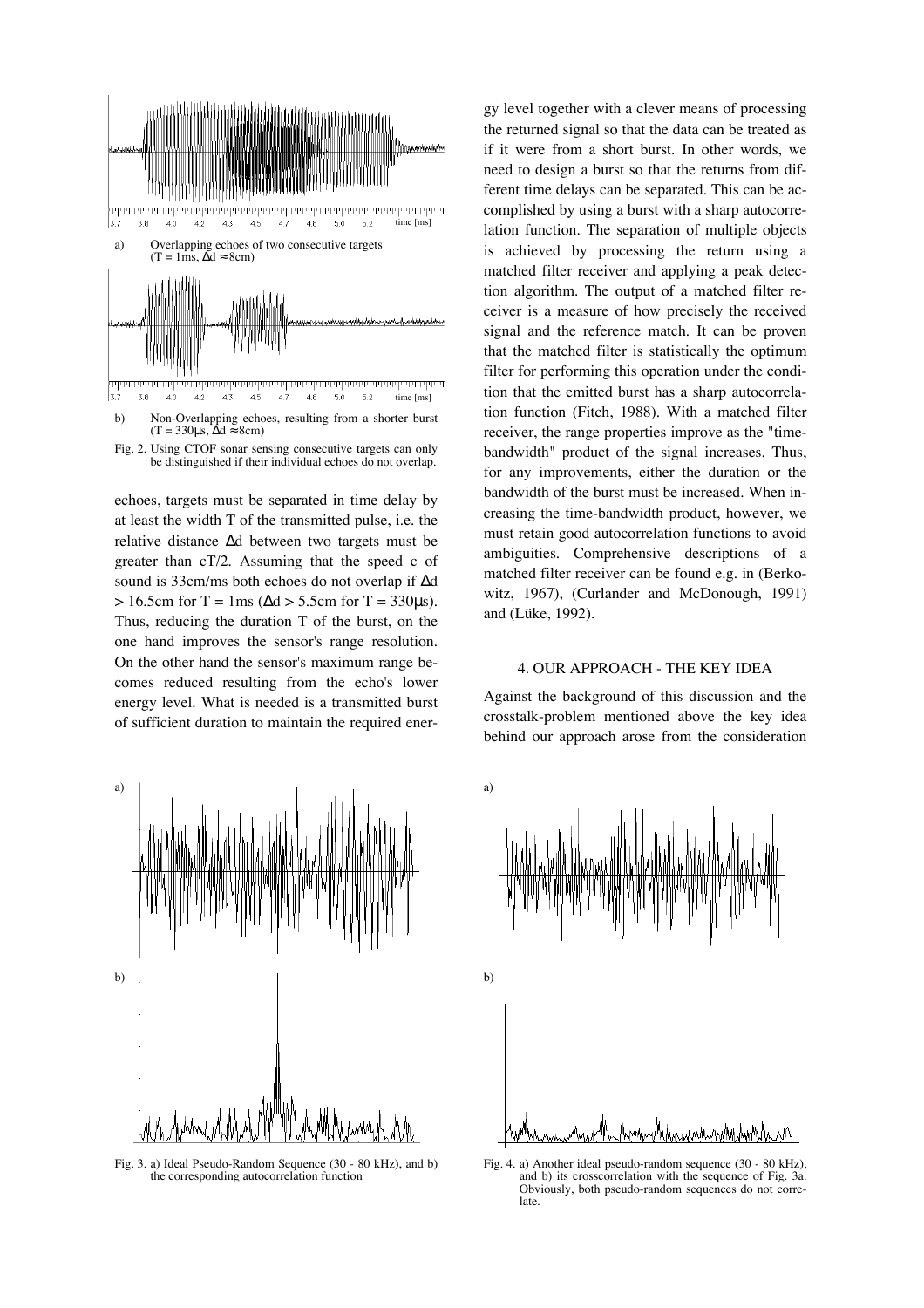a) Overlapping echoes of two consecutive targets ($T = 1\text{ms}$, $\Delta d \approx 8\text{cm}$)

b) Non-Overlapping echoes, resulting from a shorter burst ($T = 330\mu s$, $\Delta d \approx 8\text{cm}$)

Fig. 2. Using CTOF sonar sensing consecutive targets can only be distinguished if their individual echoes do not overlap.

echoes, targets must be separated in time delay by at least the width T of the transmitted pulse, i.e. the relative distance $\Delta d$ between two targets must be greater than $cT/2$. Assuming that the speed c of sound is 33cm/ms both echoes do not overlap if $\Delta d > 16.5\text{cm}$ for $T = 1\text{ms}$ ($\Delta d > 5.5\text{cm}$ for $T = 330\mu s$). Thus, reducing the duration T of the burst, on the one hand improves the sensor's range resolution. On the other hand the sensor's maximum range becomes reduced resulting from the echo's lower energy level. What is needed is a transmitted burst of sufficient duration to maintain the required energy level together with a clever means of processing the returned signal so that the data can be treated as if it were from a short burst. In other words, we need to design a burst so that the returns from different time delays can be separated. This can be accomplished by using a burst with a sharp autocorrelation function. The separation of multiple objects is achieved by processing the return using a matched filter receiver and applying a peak detection algorithm. The output of a matched filter receiver is a measure of how precisely the received signal and the reference match. It can be proven that the matched filter is statistically the optimum filter for performing this operation under the condition that the emitted burst has a sharp autocorrelation function (Fitch, 1988). With a matched filter receiver, the range properties improve as the "time-bandwidth" product of the signal increases. Thus, for any improvements, either the duration or the bandwidth of the burst must be increased. When increasing the time-bandwidth product, however, we must retain good autocorrelation functions to avoid ambiguities. Comprehensive descriptions of a matched filter receiver can be found e.g. in (Berkowitz, 1967), (Curlander and McDonough, 1991) and (Lüke, 1992).

## 4. OUR APPROACH - THE KEY IDEA

Against the background of this discussion and the crosstalk-problem mentioned above the key idea behind our approach arose from the consideration

Fig. 3. a) Ideal Pseudo-Random Sequence (30 - 80 kHz), and b) the corresponding autocorrelation function

Fig. 4. a) Another ideal pseudo-random sequence (30 - 80 kHz), and b) its crosscorrelation with the sequence of Fig. 3a. Obviously, both pseudo-random sequences do not correlate.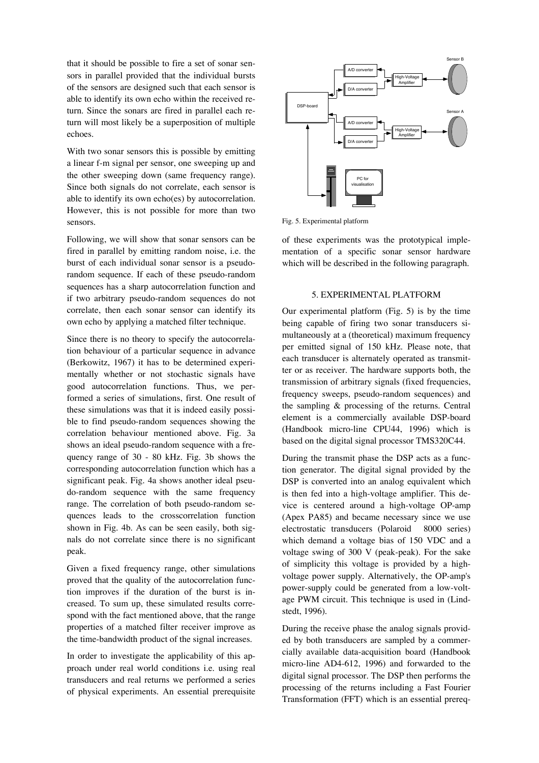that it should be possible to fire a set of sonar sensors in parallel provided that the individual bursts of the sensors are designed such that each sensor is able to identify its own echo within the received return. Since the sonars are fired in parallel each return will most likely be a superposition of multiple echoes.

With two sonar sensors this is possible by emitting a linear f-m signal per sensor, one sweeping up and the other sweeping down (same frequency range). Since both signals do not correlate, each sensor is able to identify its own echo(es) by autocorrelation. However, this is not possible for more than two sensors.

Following, we will show that sonar sensors can be fired in parallel by emitting random noise, i.e. the burst of each individual sonar sensor is a pseudo-random sequence. If each of these pseudo-random sequences has a sharp autocorrelation function and if two arbitrary pseudo-random sequences do not correlate, then each sonar sensor can identify its own echo by applying a matched filter technique.

Since there is no theory to specify the autocorrelation behaviour of a particular sequence in advance (Berkowitz, 1967) it has to be determined experimentally whether or not stochastic signals have good autocorrelation functions. Thus, we performed a series of simulations, first. One result of these simulations was that it is indeed easily possible to find pseudo-random sequences showing the correlation behaviour mentioned above. Fig. 3a shows an ideal pseudo-random sequence with a frequency range of 30 - 80 kHz. Fig. 3b shows the corresponding autocorrelation function which has a significant peak. Fig. 4a shows another ideal pseudo-random sequence with the same frequency range. The correlation of both pseudo-random sequences leads to the crosscorrelation function shown in Fig. 4b. As can be seen easily, both signals do not correlate since there is no significant peak.

Given a fixed frequency range, other simulations proved that the quality of the autocorrelation function improves if the duration of the burst is increased. To sum up, these simulated results correspond with the fact mentioned above, that the range properties of a matched filter receiver improve as the time-bandwidth product of the signal increases.

In order to investigate the applicability of this approach under real world conditions i.e. using real transducers and real returns we performed a series of physical experiments. An essential prerequisite of these experiments was the prototypical implementation of a specific sonar sensor hardware which will be described in the following paragraph.

Fig. 5. Experimental platform

## 5. EXPERIMENTAL PLATFORM

Our experimental platform (Fig. 5) is by the time being capable of firing two sonar transducers simultaneously at a (theoretical) maximum frequency per emitted signal of 150 kHz. Please note, that each transducer is alternately operated as transmitter or as receiver. The hardware supports both, the transmission of arbitrary signals (fixed frequencies, frequency sweeps, pseudo-random sequences) and the sampling & processing of the returns. Central element is a commercially available DSP-board (Handbook micro-line CPU44, 1996) which is based on the digital signal processor TMS320C44.

During the transmit phase the DSP acts as a function generator. The digital signal provided by the DSP is converted into an analog equivalent which is then fed into a high-voltage amplifier. This device is centered around a high-voltage OP-amp (Apex PA85) and became necessary since we use electrostatic transducers (Polaroid 8000 series) which demand a voltage bias of 150 VDC and a voltage swing of 300 V (peak-peak). For the sake of simplicity this voltage is provided by a high-voltage power supply. Alternatively, the OP-amp's power-supply could be generated from a low-voltage PWM circuit. This technique is used in (Lindstedt, 1996).

During the receive phase the analog signals provided by both transducers are sampled by a commercially available data-acquisition board (Handbook micro-line AD4-612, 1996) and forwarded to the digital signal processor. The DSP then performs the processing of the returns including a Fast Fourier Transformation (FFT) which is an essential prereq-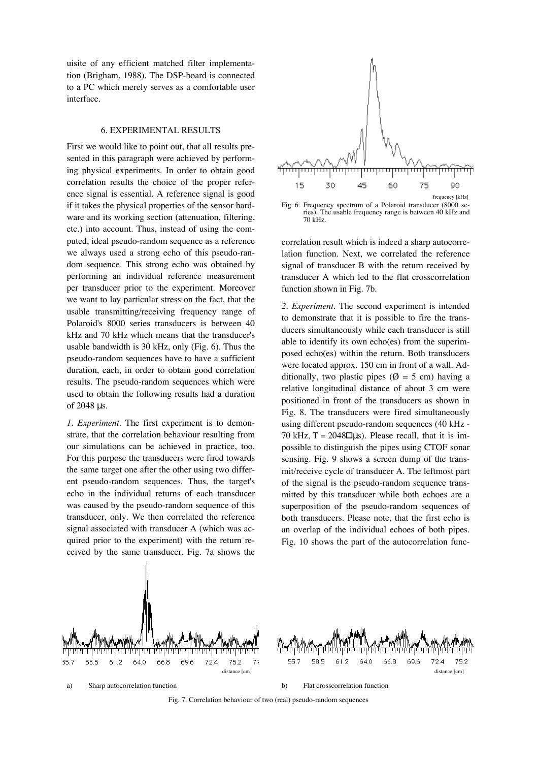uisite of any efficient matched filter implementation (Brigham, 1988). The DSP-board is connected to a PC which merely serves as a comfortable user interface.

## 6. EXPERIMENTAL RESULTS

First we would like to point out, that all results presented in this paragraph were achieved by performing physical experiments. In order to obtain good correlation results the choice of the proper reference signal is essential. A reference signal is good if it takes the physical properties of the sensor hardware and its working section (attenuation, filtering, etc.) into account. Thus, instead of using the computed, ideal pseudo-random sequence as a reference we always used a strong echo of this pseudo-random sequence. This strong echo was obtained by performing an individual reference measurement per transducer prior to the experiment. Moreover we want to lay particular stress on the fact, that the usable transmitting/receiving frequency range of Polaroid's 8000 series transducers is between 40 kHz and 70 kHz which means that the transducer's usable bandwidth is 30 kHz, only (Fig. 6). Thus the pseudo-random sequences have to have a sufficient duration, each, in order to obtain good correlation results. The pseudo-random sequences which were used to obtain the following results had a duration of 2048 µs.

*1. Experiment*. The first experiment is to demonstrate, that the correlation behaviour resulting from our simulations can be achieved in practice, too. For this purpose the transducers were fired towards the same target one after the other using two different pseudo-random sequences. Thus, the target's echo in the individual returns of each transducer was caused by the pseudo-random sequence of this transducer, only. We then correlated the reference signal associated with transducer A (which was acquired prior to the experiment) with the return received by the same transducer. Fig. 7a shows the correlation result which is indeed a sharp autocorrelation function. Next, we correlated the reference signal of transducer B with the return received by transducer A which led to the flat crosscorrelation function shown in Fig. 7b.

Fig. 6. Frequency spectrum of a Polaroid transducer (8000 series). The usable frequency range is between 40 kHz and 70 kHz.

*2. Experiment*. The second experiment is intended to demonstrate that it is possible to fire the transducers simultaneously while each transducer is still able to identify its own echo(es) from the superimposed echo(es) within the return. Both transducers were located approx. 150 cm in front of a wall. Additionally, two plastic pipes (Ø = 5 cm) having a relative longitudinal distance of about 3 cm were positioned in front of the transducers as shown in Fig. 8. The transducers were fired simultaneously using different pseudo-random sequences (40 kHz - 70 kHz, T = 2048 µs). Please recall, that it is impossible to distinguish the pipes using CTOF sonar sensing. Fig. 9 shows a screen dump of the transmit/receive cycle of transducer A. The leftmost part of the signal is the pseudo-random sequence transmitted by this transducer while both echoes are a superposition of the pseudo-random sequences of both transducers. Please note, that the first echo is an overlap of the individual echoes of both pipes. Fig. 10 shows the part of the autocorrelation func-

a) Sharp autocorrelation function

b) Flat crosscorrelation function

Fig. 7. Correlation behaviour of two (real) pseudo-random sequences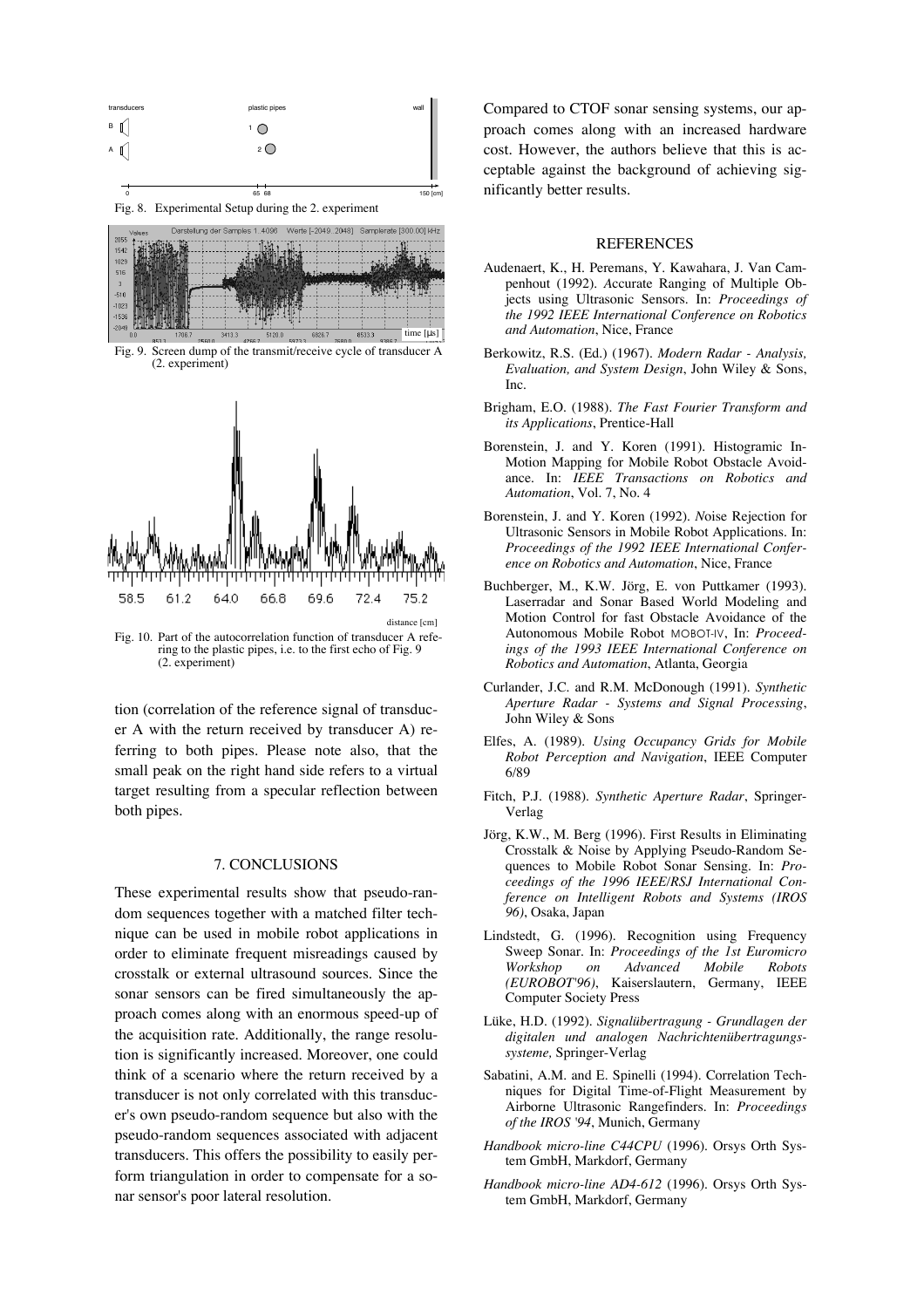transducers

plastic pipes

wall

B

A

1

2

0

65 68

150 [cm]

Fig. 8. Experimental Setup during the 2. experiment

Values

Darstellung der Samples 1..4096 Werte [-2049..2048] Samplerate [300.00] kHz

2055

1542

1029

516

3

-510

-1023

-1536

-2049

0.0

853.3

1706.7

2560.0

3413.3

4266.7

5120.0

5973.3

6826.7

7680.0

8533.3

9386.7

time [µs]

Fig. 9. Screen dump of the transmit/receive cycle of transducer A (2. experiment)

58.5 61.2 64.0 66.8 69.6 72.4 75.2

distance [cm]

Fig. 10. Part of the autocorrelation function of transducer A referring to the plastic pipes, i.e. to the first echo of Fig. 9 (2. experiment)

tion (correlation of the reference signal of transducer A with the return received by transducer A) referring to both pipes. Please note also, that the small peak on the right hand side refers to a virtual target resulting from a specular reflection between both pipes.

## 7. CONCLUSIONS

These experimental results show that pseudo-random sequences together with a matched filter technique can be used in mobile robot applications in order to eliminate frequent misreadings caused by crosstalk or external ultrasound sources. Since the sonar sensors can be fired simultaneously the approach comes along with an enormous speed-up of the acquisition rate. Additionally, the range resolution is significantly increased. Moreover, one could think of a scenario where the return received by a transducer is not only correlated with this transducer's own pseudo-random sequence but also with the pseudo-random sequences associated with adjacent transducers. This offers the possibility to easily perform triangulation in order to compensate for a sonar sensor's poor lateral resolution.

Compared to CTOF sonar sensing systems, our approach comes along with an increased hardware cost. However, the authors believe that this is acceptable against the background of achieving significantly better results.

## REFERENCES

Audenaert, K., H. Peremans, Y. Kawahara, J. Van Campenhout (1992). Accurate Ranging of Multiple Objects using Ultrasonic Sensors. In: *Proceedings of the 1992 IEEE International Conference on Robotics and Automation*, Nice, France

Berkowitz, R.S. (Ed.) (1967). *Modern Radar - Analysis, Evaluation, and System Design*, John Wiley & Sons, Inc.

Brigham, E.O. (1988). *The Fast Fourier Transform and its Applications*, Prentice-Hall

Borenstein, J. and Y. Koren (1991). Histogramic In-Motion Mapping for Mobile Robot Obstacle Avoidance. In: *IEEE Transactions on Robotics and Automation*, Vol. 7, No. 4

Borenstein, J. and Y. Koren (1992). Noise Rejection for Ultrasonic Sensors in Mobile Robot Applications. In: *Proceedings of the 1992 IEEE International Conference on Robotics and Automation*, Nice, France

Buchberger, M., K.W. Jörg, E. von Puttkamer (1993). Laserradar and Sonar Based World Modeling and Motion Control for fast Obstacle Avoidance of the Autonomous Mobile Robot MOBOT-IV, In: *Proceedings of the 1993 IEEE International Conference on Robotics and Automation*, Atlanta, Georgia

Curlander, J.C. and R.M. McDonough (1991). *Synthetic Aperture Radar - Systems and Signal Processing*, John Wiley & Sons

Elfes, A. (1989). *Using Occupancy Grids for Mobile Robot Perception and Navigation*, IEEE Computer 6/89

Fitch, P.J. (1988). *Synthetic Aperture Radar*, Springer-Verlag

Jörg, K.W., M. Berg (1996). First Results in Eliminating Crosstalk & Noise by Applying Pseudo-Random Sequences to Mobile Robot Sonar Sensing. In: *Proceedings of the 1996 IEEE/RSJ International Conference on Intelligent Robots and Systems (IROS 96)*, Osaka, Japan

Lindstedt, G. (1996). Recognition using Frequency Sweep Sonar. In: *Proceedings of the 1st Euromicro Workshop on Advanced Mobile Robots (EUROBOT'96)*, Kaiserslautern, Germany, IEEE Computer Society Press

Lüke, H.D. (1992). *Signalübertragung - Grundlagen der digitalen und analogen Nachrichtenübertragungssysteme,* Springer-Verlag

Sabatini, A.M. and E. Spinelli (1994). Correlation Techniques for Digital Time-of-Flight Measurement by Airborne Ultrasonic Rangefinders. In: *Proceedings of the IROS '94*, Munich, Germany

*Handbook micro-line C44CPU* (1996). Orsys Orth System GmbH, Markdorf, Germany

*Handbook micro-line AD4-612* (1996). Orsys Orth System GmbH, Markdorf, Germany